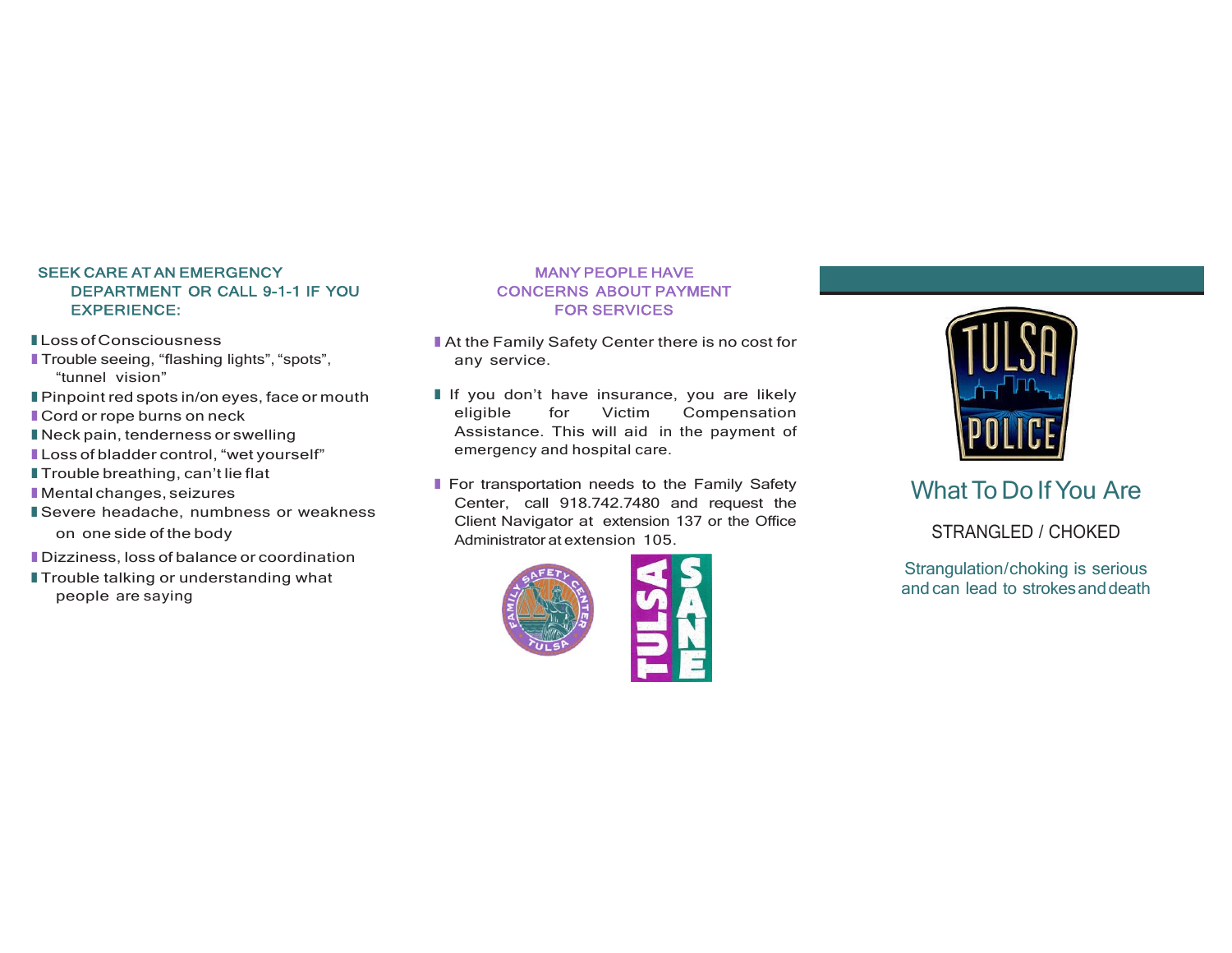## SEEK CARE AT AN EMERGENCY DEPARTMENT OR CALL 9-1-1 IF YOU EXPERIENCE:

- Loss of Consciousness
- Trouble seeing, "flashing lights", "spots", "tunnel vision"
- Pinpoint red spots in/on eyes, face or mouth
- Cord or rope burns on neck
- Neck pain, tenderness or swelling
- Loss of bladder control, "wet yourself"
- Trouble breathing, can't lie flat
- Mental changes, seizures
- Severe headache, numbness or weakness on one side of the body
- Dizziness, loss of balance or coordination
- Trouble talking or understanding what people are saying

## MANY PEOPLE HAVE CONCERNS ABOUT PAYMENT FOR SERVICES

- At the Family Safety Center there is no cost for any service.
- If you don't have insurance, you are likely eligible for Victim Compensation Assistance. This will aid in the payment of emergency and hospital care.
- For transportation needs to the Family Safety Center, call 918.742.7480 and request the Client Navigator at extension 137 or the Office Administrator at extension 105.

FAMILY SAFETY CENTER TULSA

TULSA SANE

TULSA POLICE

# What To Do If You Are

## STRANGLED / CHOKED

Strangulation/choking is serious and can lead to strokes and death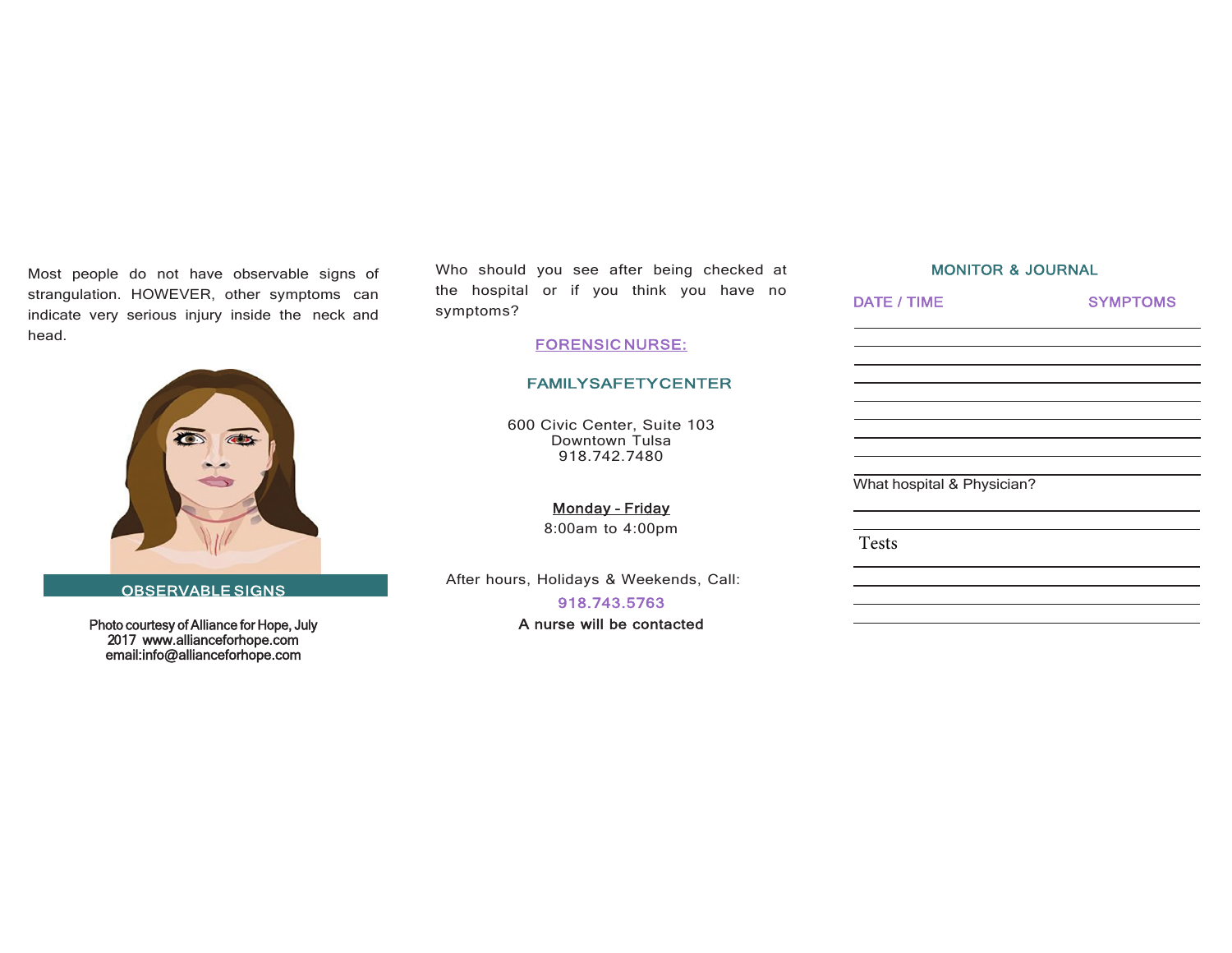Most people do not have observable signs of strangulation. HOWEVER, other symptoms can indicate very serious injury inside the neck and head.

OBSERVABLE SIGNS

Photo courtesy of Alliance for Hope, July 2017 www.allianceforhope.com email:info@allianceforhope.com

Who should you see after being checked at the hospital or if you think you have no symptoms?

**FORENSIC NURSE:**

**FAMILYSAFETYCENTER**

600 Civic Center, Suite 103
Downtown Tulsa
918.742.7480

**Monday - Friday**
8:00am to 4:00pm

After hours, Holidays & Weekends, Call:

**918.743.5763**

**A nurse will be contacted**

## MONITOR & JOURNAL

| DATE / TIME | SYMPTOMS |
| --- | --- |
| | |
| | |
| | |
| | |
| | |
| | |
| | |
| | |

What hospital & Physician?

Tests